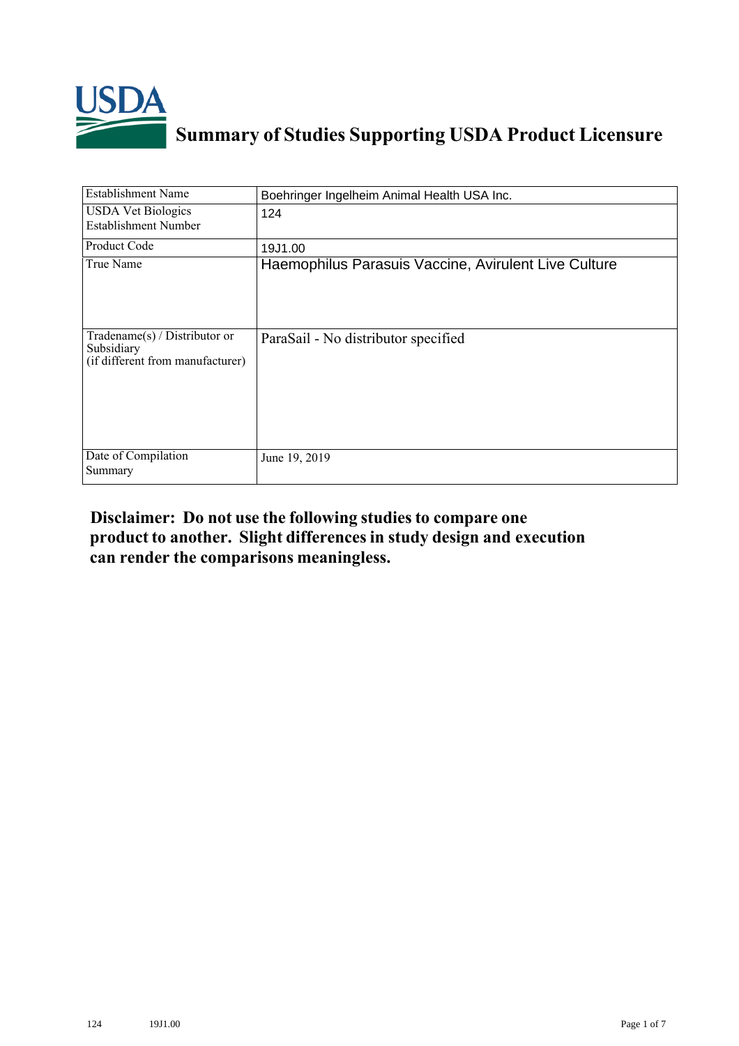# Summary of Studies Supporting USDA Product Licensure

| | |
|---|---|
| Establishment Name | Boehringer Ingelheim Animal Health USA Inc. |
| USDA Vet Biologics Establishment Number | 124 |
| Product Code | 19J1.00 |
| True Name | Haemophilus Parasuis Vaccine, Avirulent Live Culture |
| Tradename(s) / Distributor or Subsidiary (if different from manufacturer) | ParaSail - No distributor specified |
| Date of Compilation Summary | June 19, 2019 |

**Disclaimer: Do not use the following studies to compare one product to another. Slight differences in study design and execution can render the comparisons meaningless.**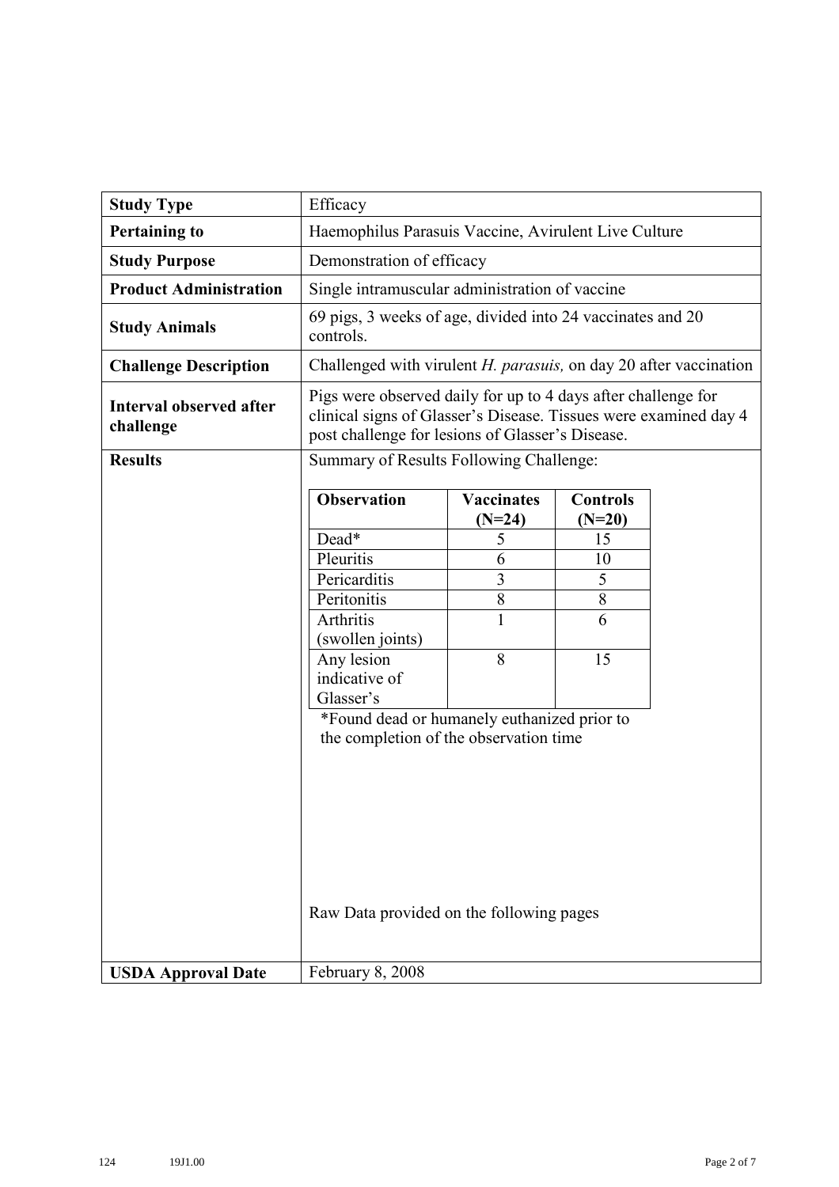| Study Type | Efficacy |
|---|---|
| **Pertaining to** | Haemophilus Parasuis Vaccine, Avirulent Live Culture |
| **Study Purpose** | Demonstration of efficacy |
| **Product Administration** | Single intramuscular administration of vaccine |
| **Study Animals** | 69 pigs, 3 weeks of age, divided into 24 vaccinates and 20 controls. |
| **Challenge Description** | Challenged with virulent *H. parasuis,* on day 20 after vaccination |
| **Interval observed after challenge** | Pigs were observed daily for up to 4 days after challenge for clinical signs of Glasser's Disease. Tissues were examined day 4 post challenge for lesions of Glasser's Disease. |
| **Results** | Summary of Results Following Challenge: (see table below) Raw Data provided on the following pages |
| **USDA Approval Date** | February 8, 2008 |

| Observation | Vaccinates (N=24) | Controls (N=20) |
|---|---|---|
| Dead* | 5 | 15 |
| Pleuritis | 6 | 10 |
| Pericarditis | 3 | 5 |
| Peritonitis | 8 | 8 |
| Arthritis (swollen joints) | 1 | 6 |
| Any lesion indicative of Glasser's | 8 | 15 |

*Found dead or humanely euthanized prior to the completion of the observation time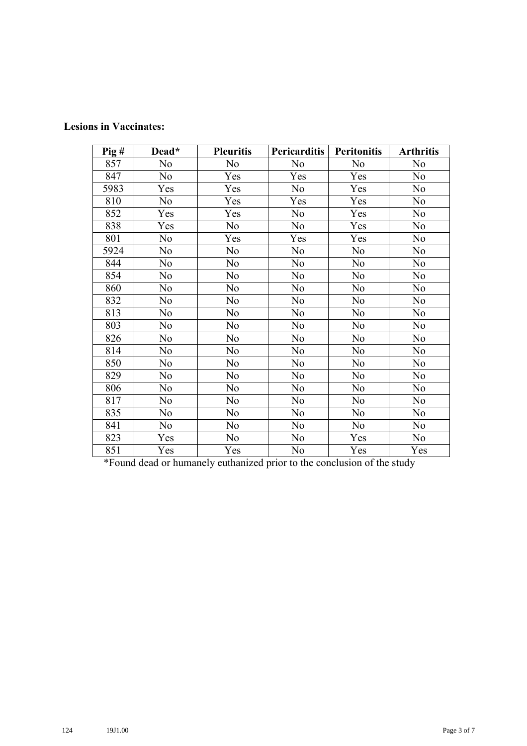**Lesions in Vaccinates:**

| Pig # | Dead* | Pleuritis | Pericarditis | Peritonitis | Arthritis |
|---|---|---|---|---|---|
| 857 | No | No | No | No | No |
| 847 | No | Yes | Yes | Yes | No |
| 5983 | Yes | Yes | No | Yes | No |
| 810 | No | Yes | Yes | Yes | No |
| 852 | Yes | Yes | No | Yes | No |
| 838 | Yes | No | No | Yes | No |
| 801 | No | Yes | Yes | Yes | No |
| 5924 | No | No | No | No | No |
| 844 | No | No | No | No | No |
| 854 | No | No | No | No | No |
| 860 | No | No | No | No | No |
| 832 | No | No | No | No | No |
| 813 | No | No | No | No | No |
| 803 | No | No | No | No | No |
| 826 | No | No | No | No | No |
| 814 | No | No | No | No | No |
| 850 | No | No | No | No | No |
| 829 | No | No | No | No | No |
| 806 | No | No | No | No | No |
| 817 | No | No | No | No | No |
| 835 | No | No | No | No | No |
| 841 | No | No | No | No | No |
| 823 | Yes | No | No | Yes | No |
| 851 | Yes | Yes | No | Yes | Yes |

*Found dead or humanely euthanized prior to the conclusion of the study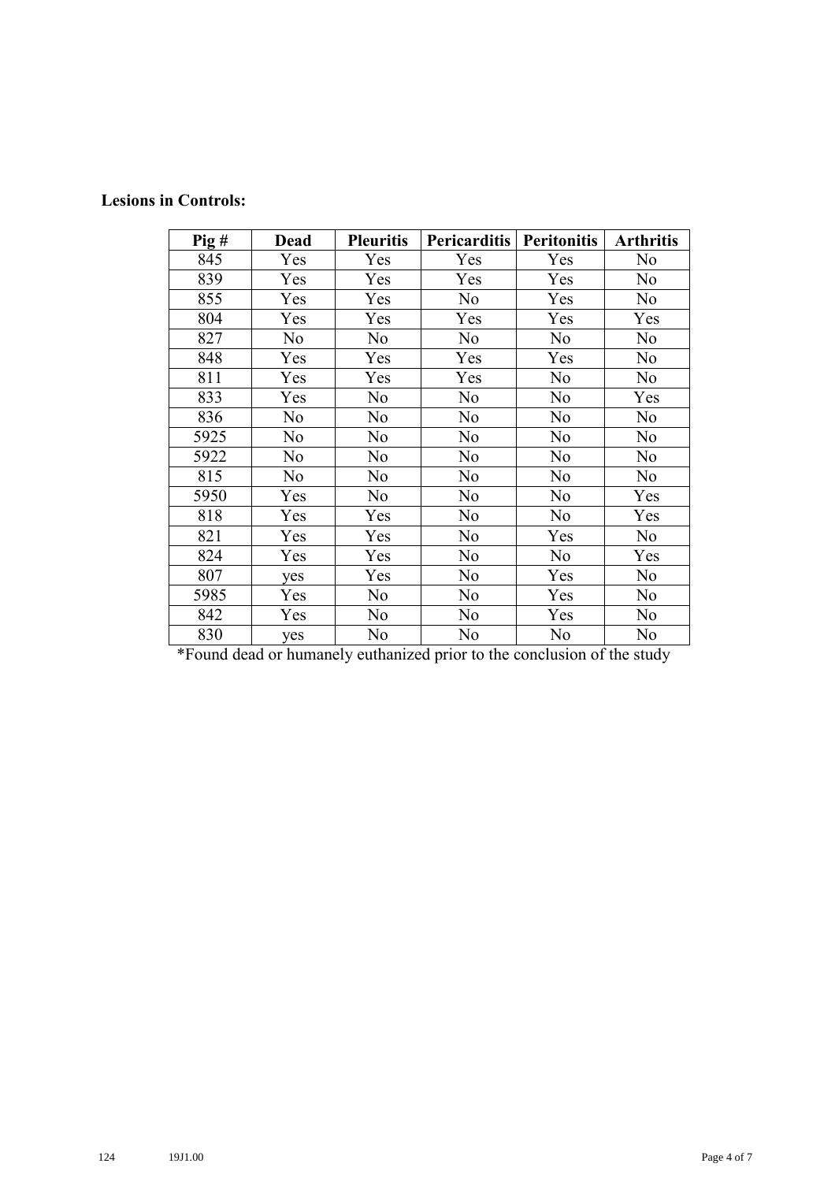**Lesions in Controls:**

| Pig # | Dead | Pleuritis | Pericarditis | Peritonitis | Arthritis |
|---|---|---|---|---|---|
| 845 | Yes | Yes | Yes | Yes | No |
| 839 | Yes | Yes | Yes | Yes | No |
| 855 | Yes | Yes | No | Yes | No |
| 804 | Yes | Yes | Yes | Yes | Yes |
| 827 | No | No | No | No | No |
| 848 | Yes | Yes | Yes | Yes | No |
| 811 | Yes | Yes | Yes | No | No |
| 833 | Yes | No | No | No | Yes |
| 836 | No | No | No | No | No |
| 5925 | No | No | No | No | No |
| 5922 | No | No | No | No | No |
| 815 | No | No | No | No | No |
| 5950 | Yes | No | No | No | Yes |
| 818 | Yes | Yes | No | No | Yes |
| 821 | Yes | Yes | No | Yes | No |
| 824 | Yes | Yes | No | No | Yes |
| 807 | yes | Yes | No | Yes | No |
| 5985 | Yes | No | No | Yes | No |
| 842 | Yes | No | No | Yes | No |
| 830 | yes | No | No | No | No |

*Found dead or humanely euthanized prior to the conclusion of the study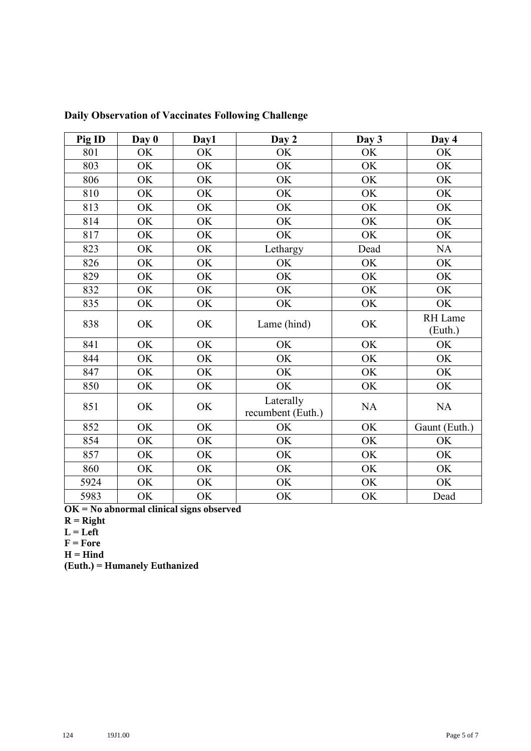**Daily Observation of Vaccinates Following Challenge**

| Pig ID | Day 0 | Day1 | Day 2 | Day 3 | Day 4 |
|---|---|---|---|---|---|
| 801 | OK | OK | OK | OK | OK |
| 803 | OK | OK | OK | OK | OK |
| 806 | OK | OK | OK | OK | OK |
| 810 | OK | OK | OK | OK | OK |
| 813 | OK | OK | OK | OK | OK |
| 814 | OK | OK | OK | OK | OK |
| 817 | OK | OK | OK | OK | OK |
| 823 | OK | OK | Lethargy | Dead | NA |
| 826 | OK | OK | OK | OK | OK |
| 829 | OK | OK | OK | OK | OK |
| 832 | OK | OK | OK | OK | OK |
| 835 | OK | OK | OK | OK | OK |
| 838 | OK | OK | Lame (hind) | OK | RH Lame (Euth.) |
| 841 | OK | OK | OK | OK | OK |
| 844 | OK | OK | OK | OK | OK |
| 847 | OK | OK | OK | OK | OK |
| 850 | OK | OK | OK | OK | OK |
| 851 | OK | OK | Laterally recumbent (Euth.) | NA | NA |
| 852 | OK | OK | OK | OK | Gaunt (Euth.) |
| 854 | OK | OK | OK | OK | OK |
| 857 | OK | OK | OK | OK | OK |
| 860 | OK | OK | OK | OK | OK |
| 5924 | OK | OK | OK | OK | OK |
| 5983 | OK | OK | OK | OK | Dead |

**OK = No abnormal clinical signs observed**
**R = Right**
**L = Left**
**F = Fore**
**H = Hind**
**(Euth.) = Humanely Euthanized**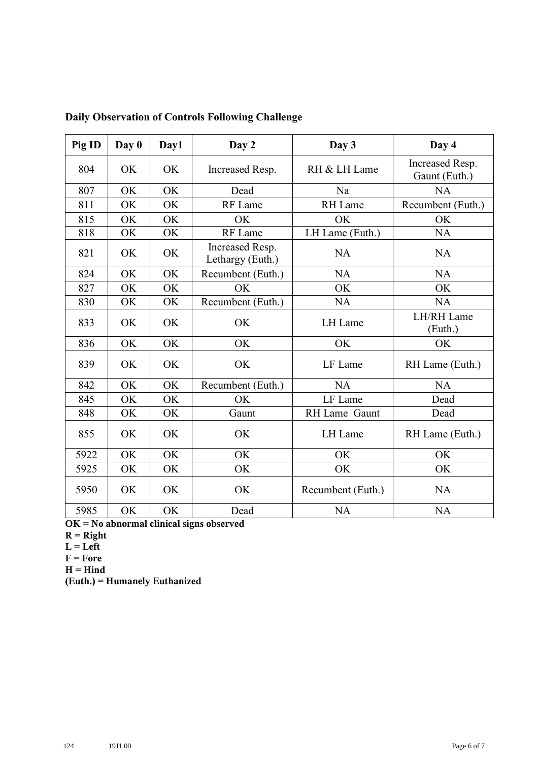**Daily Observation of Controls Following Challenge**

| Pig ID | Day 0 | Day1 | Day 2 | Day 3 | Day 4 |
|---|---|---|---|---|---|
| 804 | OK | OK | Increased Resp. | RH & LH Lame | Increased Resp. Gaunt (Euth.) |
| 807 | OK | OK | Dead | Na | NA |
| 811 | OK | OK | RF Lame | RH Lame | Recumbent (Euth.) |
| 815 | OK | OK | OK | OK | OK |
| 818 | OK | OK | RF Lame | LH Lame (Euth.) | NA |
| 821 | OK | OK | Increased Resp. Lethargy (Euth.) | NA | NA |
| 824 | OK | OK | Recumbent (Euth.) | NA | NA |
| 827 | OK | OK | OK | OK | OK |
| 830 | OK | OK | Recumbent (Euth.) | NA | NA |
| 833 | OK | OK | OK | LH Lame | LH/RH Lame (Euth.) |
| 836 | OK | OK | OK | OK | OK |
| 839 | OK | OK | OK | LF Lame | RH Lame (Euth.) |
| 842 | OK | OK | Recumbent (Euth.) | NA | NA |
| 845 | OK | OK | OK | LF Lame | Dead |
| 848 | OK | OK | Gaunt | RH Lame Gaunt | Dead |
| 855 | OK | OK | OK | LH Lame | RH Lame (Euth.) |
| 5922 | OK | OK | OK | OK | OK |
| 5925 | OK | OK | OK | OK | OK |
| 5950 | OK | OK | OK | Recumbent (Euth.) | NA |
| 5985 | OK | OK | Dead | NA | NA |

**OK = No abnormal clinical signs observed**
**R = Right**
**L = Left**
**F = Fore**
**H = Hind**
**(Euth.) = Humanely Euthanized**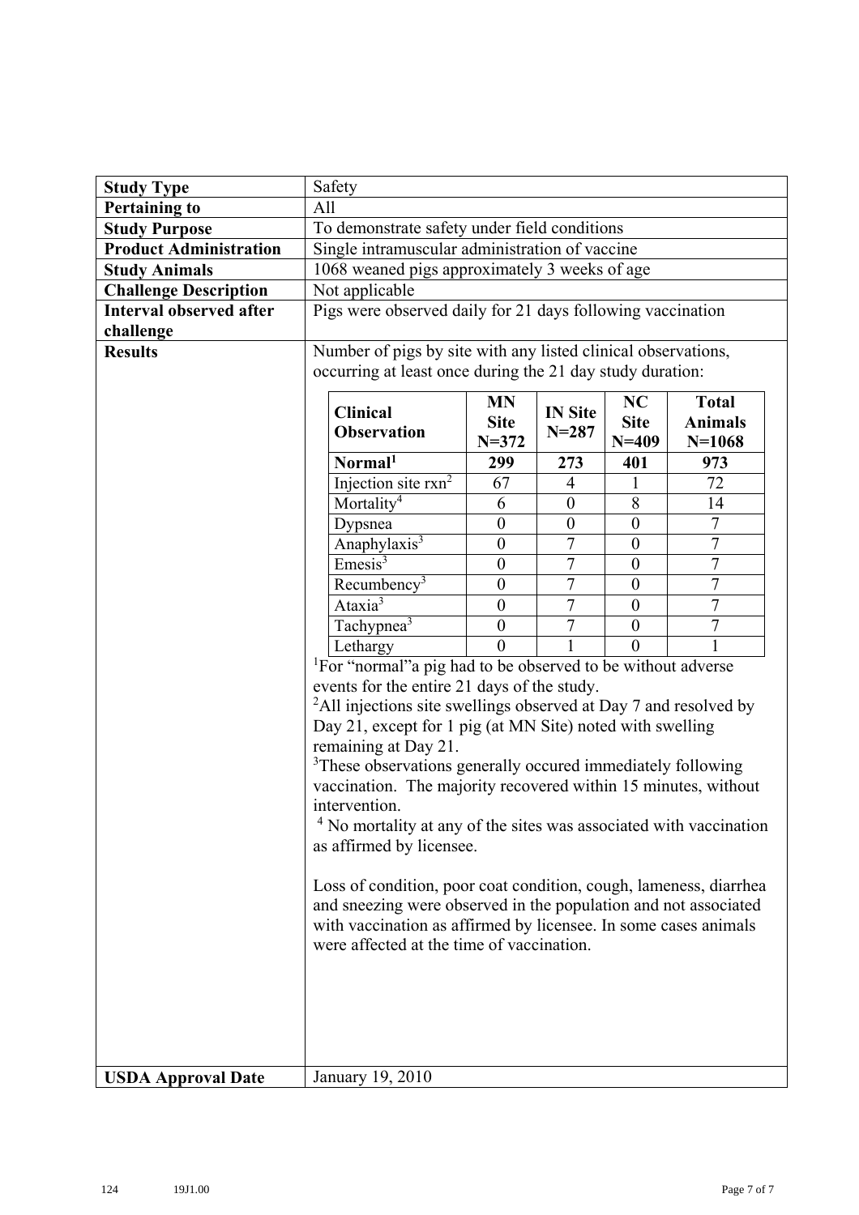| | |
|---|---|
| **Study Type** | Safety |
| **Pertaining to** | All |
| **Study Purpose** | To demonstrate safety under field conditions |
| **Product Administration** | Single intramuscular administration of vaccine |
| **Study Animals** | 1068 weaned pigs approximately 3 weeks of age |
| **Challenge Description** | Not applicable |
| **Interval observed after challenge** | Pigs were observed daily for 21 days following vaccination |
| **Results** | Number of pigs by site with any listed clinical observations, occurring at least once during the 21 day study duration: (see table below) |
| **USDA Approval Date** | January 19, 2010 |

| Clinical Observation | MN Site N=372 | IN Site N=287 | NC Site N=409 | Total Animals N=1068 |
|---|---|---|---|---|
| **Normal**[1] | **299** | **273** | **401** | **973** |
| Injection site rxn[2] | 67 | 4 | 1 | 72 |
| Mortality[4] | 6 | 0 | 8 | 14 |
| Dypsnea | 0 | 0 | 0 | 7 |
| Anaphylaxis[3] | 0 | 7 | 0 | 7 |
| Emesis[3] | 0 | 7 | 0 | 7 |
| Recumbency[3] | 0 | 7 | 0 | 7 |
| Ataxia[3] | 0 | 7 | 0 | 7 |
| Tachypnea[3] | 0 | 7 | 0 | 7 |
| Lethargy | 0 | 1 | 0 | 1 |

[1]For "normal"a pig had to be observed to be without adverse events for the entire 21 days of the study.

[2]All injections site swellings observed at Day 7 and resolved by Day 21, except for 1 pig (at MN Site) noted with swelling remaining at Day 21.

[3]These observations generally occured immediately following vaccination. The majority recovered within 15 minutes, without intervention.

[4] No mortality at any of the sites was associated with vaccination as affirmed by licensee.

Loss of condition, poor coat condition, cough, lameness, diarrhea and sneezing were observed in the population and not associated with vaccination as affirmed by licensee. In some cases animals were affected at the time of vaccination.

124 19J1.00